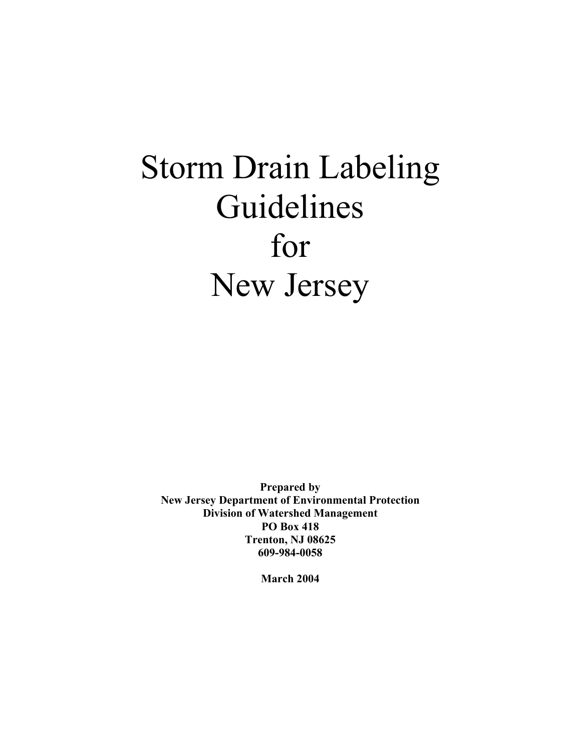# Storm Drain Labeling Guidelines for New Jersey

**Prepared by**
**New Jersey Department of Environmental Protection**
**Division of Watershed Management**
**PO Box 418**
**Trenton, NJ 08625**
**609-984-0058**

**March 2004**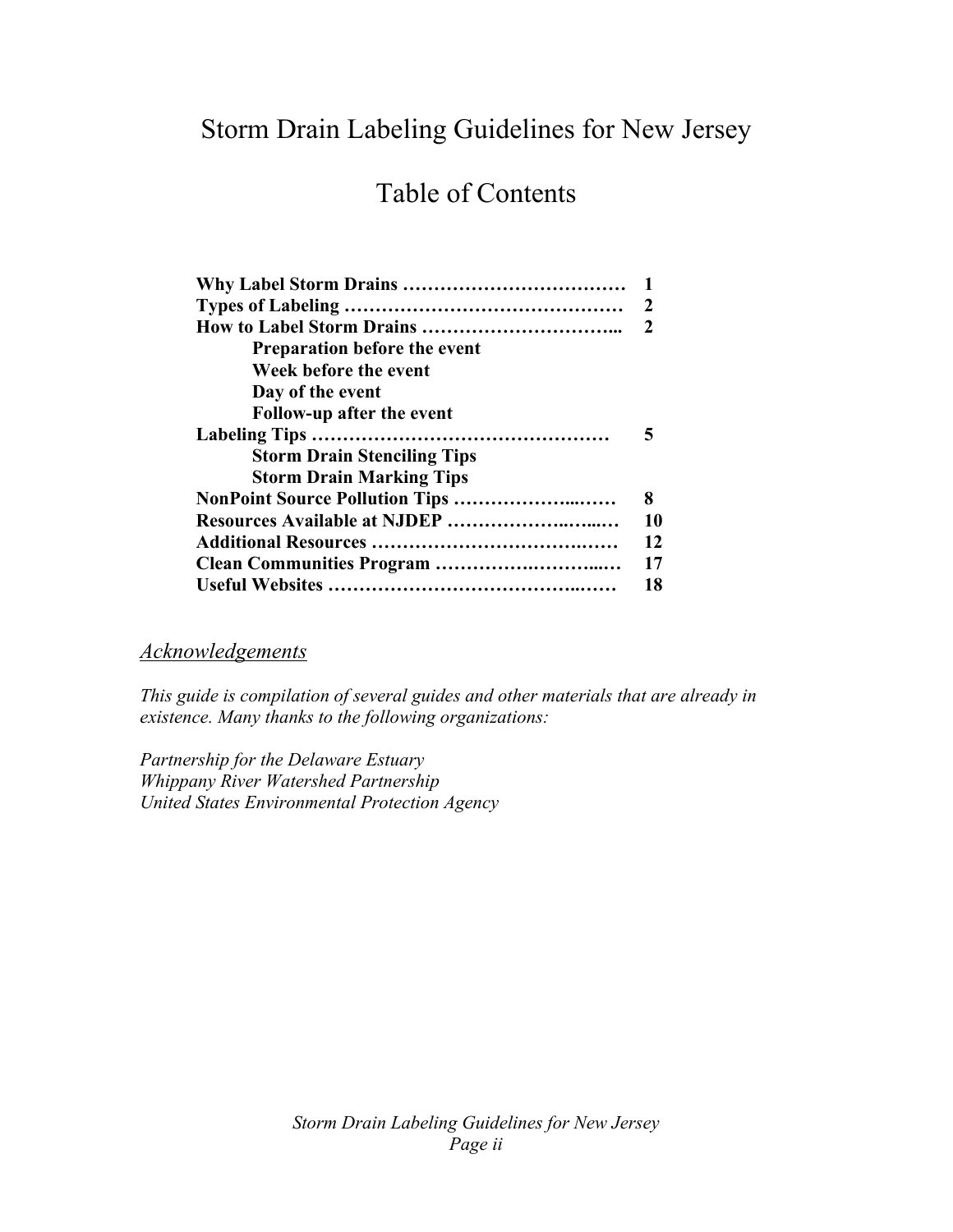# Storm Drain Labeling Guidelines for New Jersey

## Table of Contents

| | |
|---|---|
| **Why Label Storm Drains ………………………………** | **1** |
| **Types of Labeling ………………………………………** | **2** |
| **How to Label Storm Drains …………………………...** | **2** |
| &nbsp;&nbsp;&nbsp;&nbsp;**Preparation before the event** | |
| &nbsp;&nbsp;&nbsp;&nbsp;**Week before the event** | |
| &nbsp;&nbsp;&nbsp;&nbsp;**Day of the event** | |
| &nbsp;&nbsp;&nbsp;&nbsp;**Follow-up after the event** | |
| **Labeling Tips …………………………………………** | **5** |
| &nbsp;&nbsp;&nbsp;&nbsp;**Storm Drain Stenciling Tips** | |
| &nbsp;&nbsp;&nbsp;&nbsp;**Storm Drain Marking Tips** | |
| **NonPoint Source Pollution Tips ………………...……** | **8** |
| **Resources Available at NJDEP ………………..…...…** | **10** |
| **Additional Resources ……………………………….……** | **12** |
| **Clean Communities Program ……………..………...…** | **17** |
| **Useful Websites ……………………………………..……** | **18** |

### *Acknowledgements*

*This guide is compilation of several guides and other materials that are already in existence. Many thanks to the following organizations:*

*Partnership for the Delaware Estuary*
*Whippany River Watershed Partnership*
*United States Environmental Protection Agency*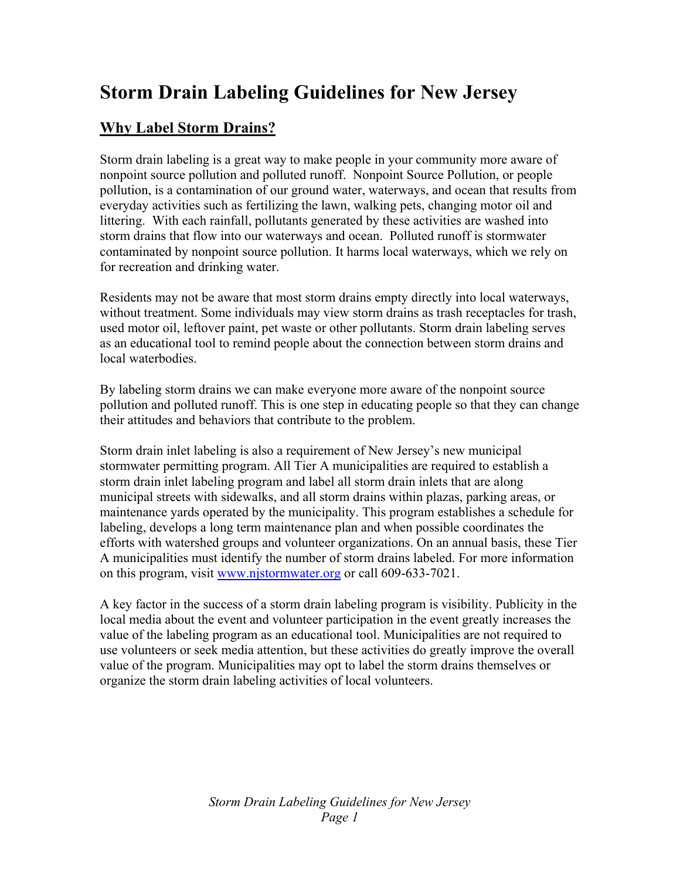# Storm Drain Labeling Guidelines for New Jersey

## Why Label Storm Drains?

Storm drain labeling is a great way to make people in your community more aware of nonpoint source pollution and polluted runoff. Nonpoint Source Pollution, or people pollution, is a contamination of our ground water, waterways, and ocean that results from everyday activities such as fertilizing the lawn, walking pets, changing motor oil and littering. With each rainfall, pollutants generated by these activities are washed into storm drains that flow into our waterways and ocean. Polluted runoff is stormwater contaminated by nonpoint source pollution. It harms local waterways, which we rely on for recreation and drinking water.

Residents may not be aware that most storm drains empty directly into local waterways, without treatment. Some individuals may view storm drains as trash receptacles for trash, used motor oil, leftover paint, pet waste or other pollutants. Storm drain labeling serves as an educational tool to remind people about the connection between storm drains and local waterbodies.

By labeling storm drains we can make everyone more aware of the nonpoint source pollution and polluted runoff. This is one step in educating people so that they can change their attitudes and behaviors that contribute to the problem.

Storm drain inlet labeling is also a requirement of New Jersey's new municipal stormwater permitting program. All Tier A municipalities are required to establish a storm drain inlet labeling program and label all storm drain inlets that are along municipal streets with sidewalks, and all storm drains within plazas, parking areas, or maintenance yards operated by the municipality. This program establishes a schedule for labeling, develops a long term maintenance plan and when possible coordinates the efforts with watershed groups and volunteer organizations. On an annual basis, these Tier A municipalities must identify the number of storm drains labeled. For more information on this program, visit [www.njstormwater.org](http://www.njstormwater.org) or call 609-633-7021.

A key factor in the success of a storm drain labeling program is visibility. Publicity in the local media about the event and volunteer participation in the event greatly increases the value of the labeling program as an educational tool. Municipalities are not required to use volunteers or seek media attention, but these activities do greatly improve the overall value of the program. Municipalities may opt to label the storm drains themselves or organize the storm drain labeling activities of local volunteers.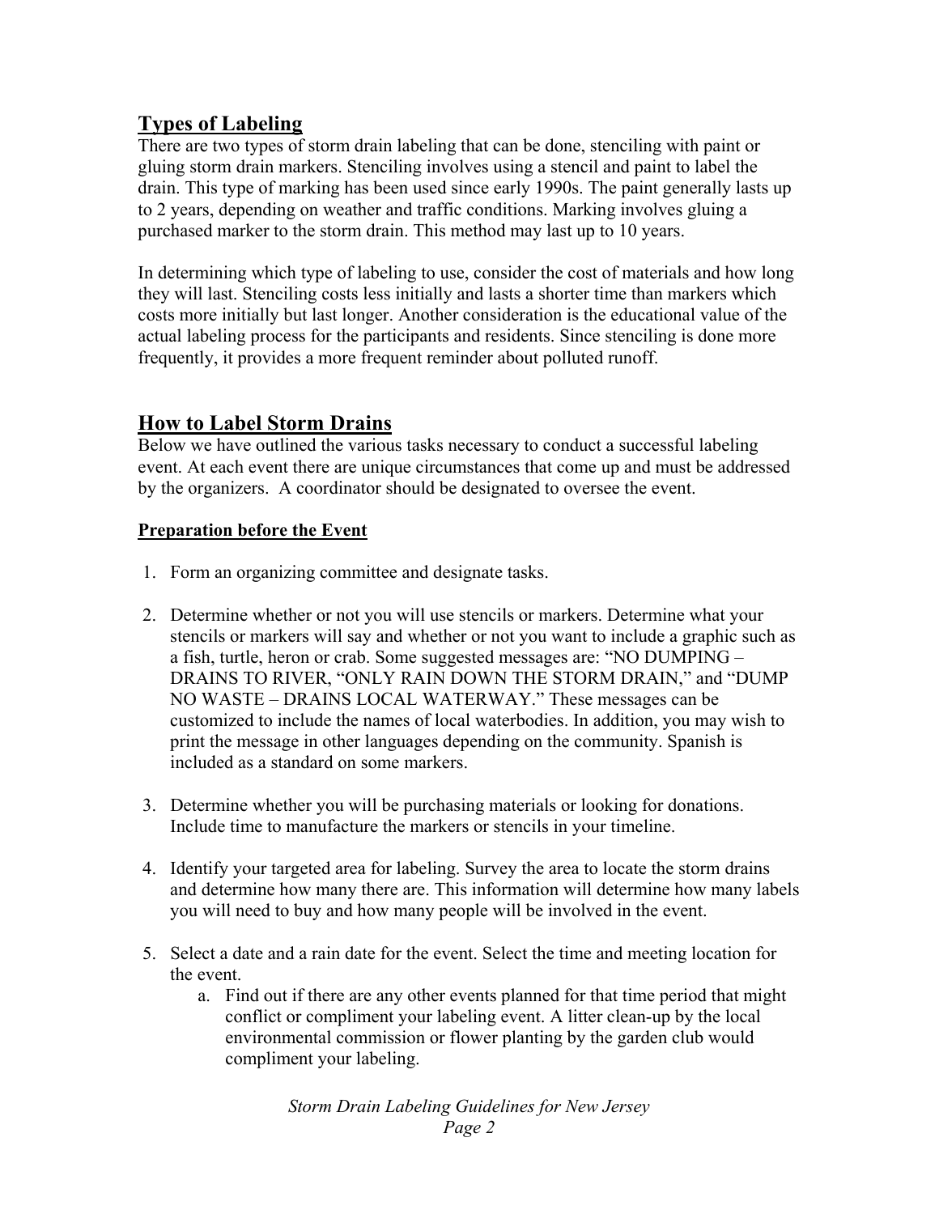## Types of Labeling

There are two types of storm drain labeling that can be done, stenciling with paint or gluing storm drain markers. Stenciling involves using a stencil and paint to label the drain. This type of marking has been used since early 1990s. The paint generally lasts up to 2 years, depending on weather and traffic conditions. Marking involves gluing a purchased marker to the storm drain. This method may last up to 10 years.

In determining which type of labeling to use, consider the cost of materials and how long they will last. Stenciling costs less initially and lasts a shorter time than markers which costs more initially but last longer. Another consideration is the educational value of the actual labeling process for the participants and residents. Since stenciling is done more frequently, it provides a more frequent reminder about polluted runoff.

## How to Label Storm Drains

Below we have outlined the various tasks necessary to conduct a successful labeling event. At each event there are unique circumstances that come up and must be addressed by the organizers. A coordinator should be designated to oversee the event.

### Preparation before the Event

1. Form an organizing committee and designate tasks.

2. Determine whether or not you will use stencils or markers. Determine what your stencils or markers will say and whether or not you want to include a graphic such as a fish, turtle, heron or crab. Some suggested messages are: "NO DUMPING – DRAINS TO RIVER, "ONLY RAIN DOWN THE STORM DRAIN," and "DUMP NO WASTE – DRAINS LOCAL WATERWAY." These messages can be customized to include the names of local waterbodies. In addition, you may wish to print the message in other languages depending on the community. Spanish is included as a standard on some markers.

3. Determine whether you will be purchasing materials or looking for donations. Include time to manufacture the markers or stencils in your timeline.

4. Identify your targeted area for labeling. Survey the area to locate the storm drains and determine how many there are. This information will determine how many labels you will need to buy and how many people will be involved in the event.

5. Select a date and a rain date for the event. Select the time and meeting location for the event.
   a. Find out if there are any other events planned for that time period that might conflict or compliment your labeling event. A litter clean-up by the local environmental commission or flower planting by the garden club would compliment your labeling.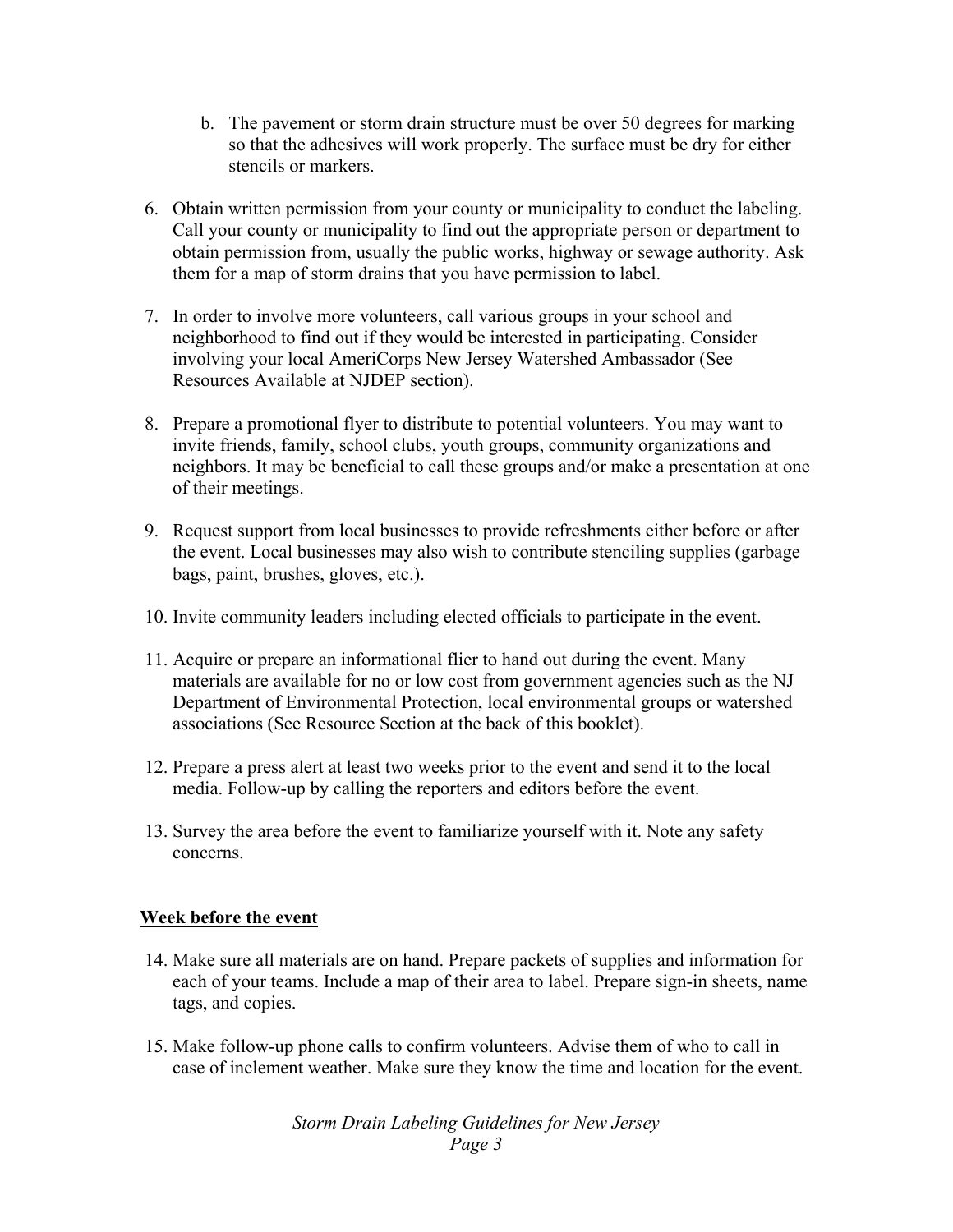b. The pavement or storm drain structure must be over 50 degrees for marking so that the adhesives will work properly. The surface must be dry for either stencils or markers.

6. Obtain written permission from your county or municipality to conduct the labeling. Call your county or municipality to find out the appropriate person or department to obtain permission from, usually the public works, highway or sewage authority. Ask them for a map of storm drains that you have permission to label.

7. In order to involve more volunteers, call various groups in your school and neighborhood to find out if they would be interested in participating. Consider involving your local AmeriCorps New Jersey Watershed Ambassador (See Resources Available at NJDEP section).

8. Prepare a promotional flyer to distribute to potential volunteers. You may want to invite friends, family, school clubs, youth groups, community organizations and neighbors. It may be beneficial to call these groups and/or make a presentation at one of their meetings.

9. Request support from local businesses to provide refreshments either before or after the event. Local businesses may also wish to contribute stenciling supplies (garbage bags, paint, brushes, gloves, etc.).

10. Invite community leaders including elected officials to participate in the event.

11. Acquire or prepare an informational flier to hand out during the event. Many materials are available for no or low cost from government agencies such as the NJ Department of Environmental Protection, local environmental groups or watershed associations (See Resource Section at the back of this booklet).

12. Prepare a press alert at least two weeks prior to the event and send it to the local media. Follow-up by calling the reporters and editors before the event.

13. Survey the area before the event to familiarize yourself with it. Note any safety concerns.

**Week before the event**

14. Make sure all materials are on hand. Prepare packets of supplies and information for each of your teams. Include a map of their area to label. Prepare sign-in sheets, name tags, and copies.

15. Make follow-up phone calls to confirm volunteers. Advise them of who to call in case of inclement weather. Make sure they know the time and location for the event.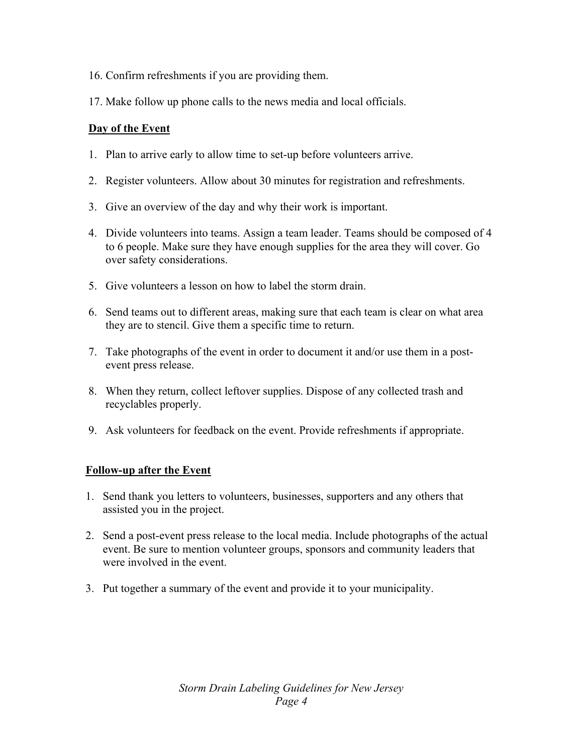16. Confirm refreshments if you are providing them.

17. Make follow up phone calls to the news media and local officials.

**Day of the Event**

1. Plan to arrive early to allow time to set-up before volunteers arrive.

2. Register volunteers. Allow about 30 minutes for registration and refreshments.

3. Give an overview of the day and why their work is important.

4. Divide volunteers into teams. Assign a team leader. Teams should be composed of 4 to 6 people. Make sure they have enough supplies for the area they will cover. Go over safety considerations.

5. Give volunteers a lesson on how to label the storm drain.

6. Send teams out to different areas, making sure that each team is clear on what area they are to stencil. Give them a specific time to return.

7. Take photographs of the event in order to document it and/or use them in a post-event press release.

8. When they return, collect leftover supplies. Dispose of any collected trash and recyclables properly.

9. Ask volunteers for feedback on the event. Provide refreshments if appropriate.

**Follow-up after the Event**

1. Send thank you letters to volunteers, businesses, supporters and any others that assisted you in the project.

2. Send a post-event press release to the local media. Include photographs of the actual event. Be sure to mention volunteer groups, sponsors and community leaders that were involved in the event.

3. Put together a summary of the event and provide it to your municipality.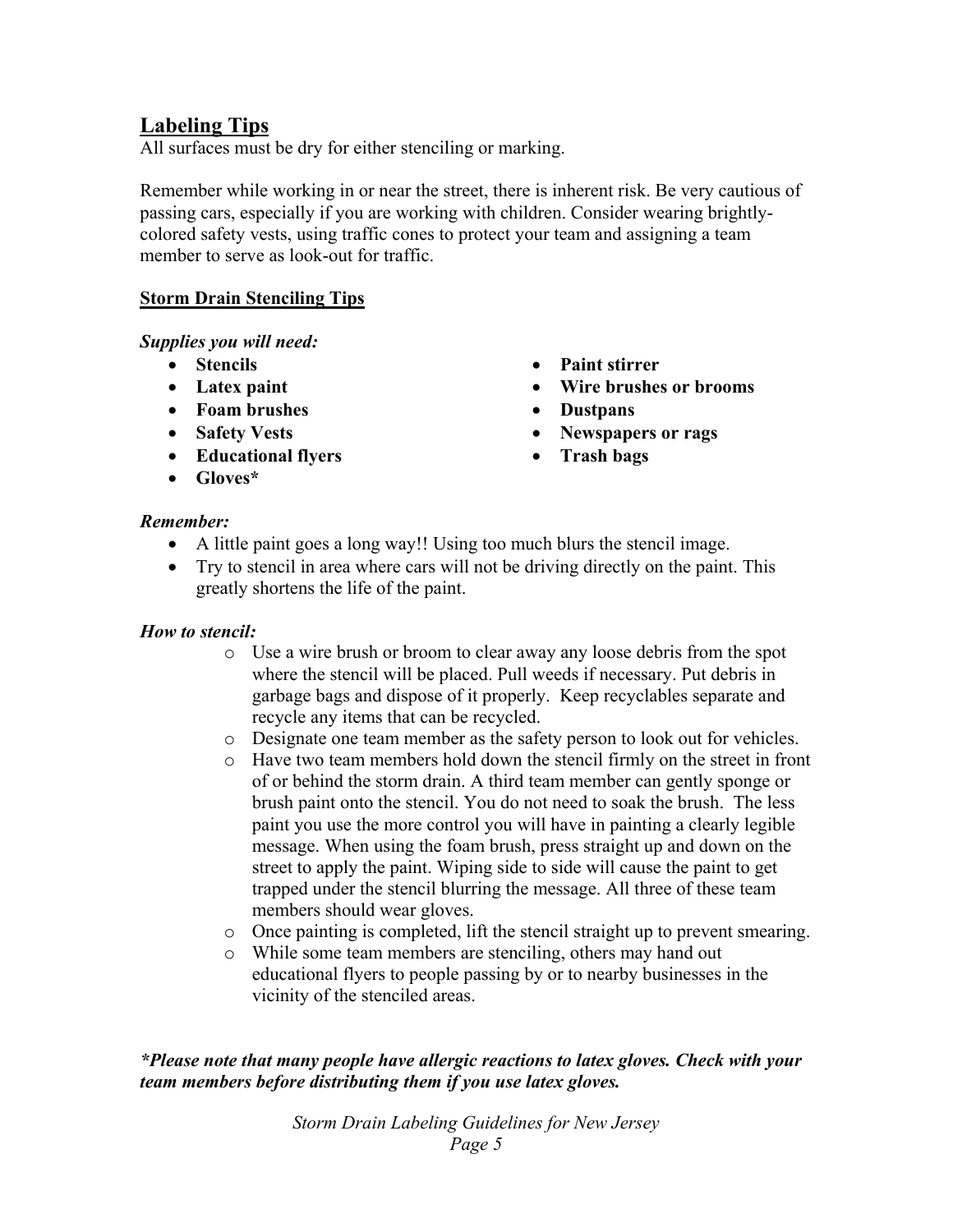## Labeling Tips

All surfaces must be dry for either stenciling or marking.

Remember while working in or near the street, there is inherent risk. Be very cautious of passing cars, especially if you are working with children. Consider wearing brightly-colored safety vests, using traffic cones to protect your team and assigning a team member to serve as look-out for traffic.

### Storm Drain Stenciling Tips

***Supplies you will need:***

- **Stencils**
- **Latex paint**
- **Foam brushes**
- **Safety Vests**
- **Educational flyers**
- **Gloves***
- **Paint stirrer**
- **Wire brushes or brooms**
- **Dustpans**
- **Newspapers or rags**
- **Trash bags**

***Remember:***

- A little paint goes a long way!! Using too much blurs the stencil image.
- Try to stencil in area where cars will not be driving directly on the paint. This greatly shortens the life of the paint.

***How to stencil:***

- Use a wire brush or broom to clear away any loose debris from the spot where the stencil will be placed. Pull weeds if necessary. Put debris in garbage bags and dispose of it properly. Keep recyclables separate and recycle any items that can be recycled.
- Designate one team member as the safety person to look out for vehicles.
- Have two team members hold down the stencil firmly on the street in front of or behind the storm drain. A third team member can gently sponge or brush paint onto the stencil. You do not need to soak the brush. The less paint you use the more control you will have in painting a clearly legible message. When using the foam brush, press straight up and down on the street to apply the paint. Wiping side to side will cause the paint to get trapped under the stencil blurring the message. All three of these team members should wear gloves.
- Once painting is completed, lift the stencil straight up to prevent smearing.
- While some team members are stenciling, others may hand out educational flyers to people passing by or to nearby businesses in the vicinity of the stenciled areas.

***\*Please note that many people have allergic reactions to latex gloves. Check with your team members before distributing them if you use latex gloves.***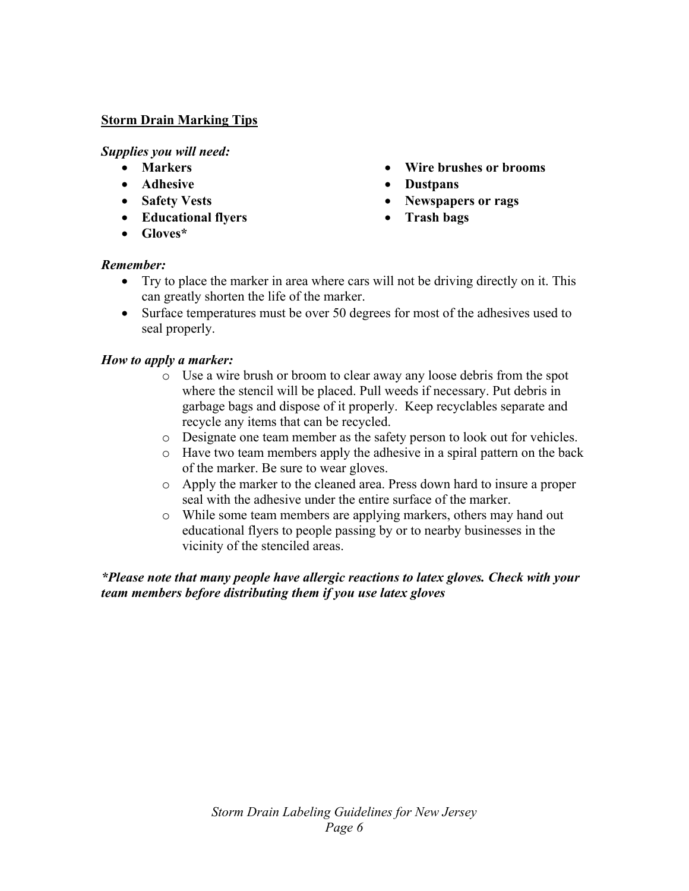**Storm Drain Marking Tips**

***Supplies you will need:***

- **Markers**
- **Adhesive**
- **Safety Vests**
- **Educational flyers**
- **Gloves***
- **Wire brushes or brooms**
- **Dustpans**
- **Newspapers or rags**
- **Trash bags**

***Remember:***

- Try to place the marker in area where cars will not be driving directly on it. This can greatly shorten the life of the marker.
- Surface temperatures must be over 50 degrees for most of the adhesives used to seal properly.

***How to apply a marker:***

- Use a wire brush or broom to clear away any loose debris from the spot where the stencil will be placed. Pull weeds if necessary. Put debris in garbage bags and dispose of it properly. Keep recyclables separate and recycle any items that can be recycled.
- Designate one team member as the safety person to look out for vehicles.
- Have two team members apply the adhesive in a spiral pattern on the back of the marker. Be sure to wear gloves.
- Apply the marker to the cleaned area. Press down hard to insure a proper seal with the adhesive under the entire surface of the marker.
- While some team members are applying markers, others may hand out educational flyers to people passing by or to nearby businesses in the vicinity of the stenciled areas.

***\*Please note that many people have allergic reactions to latex gloves. Check with your team members before distributing them if you use latex gloves***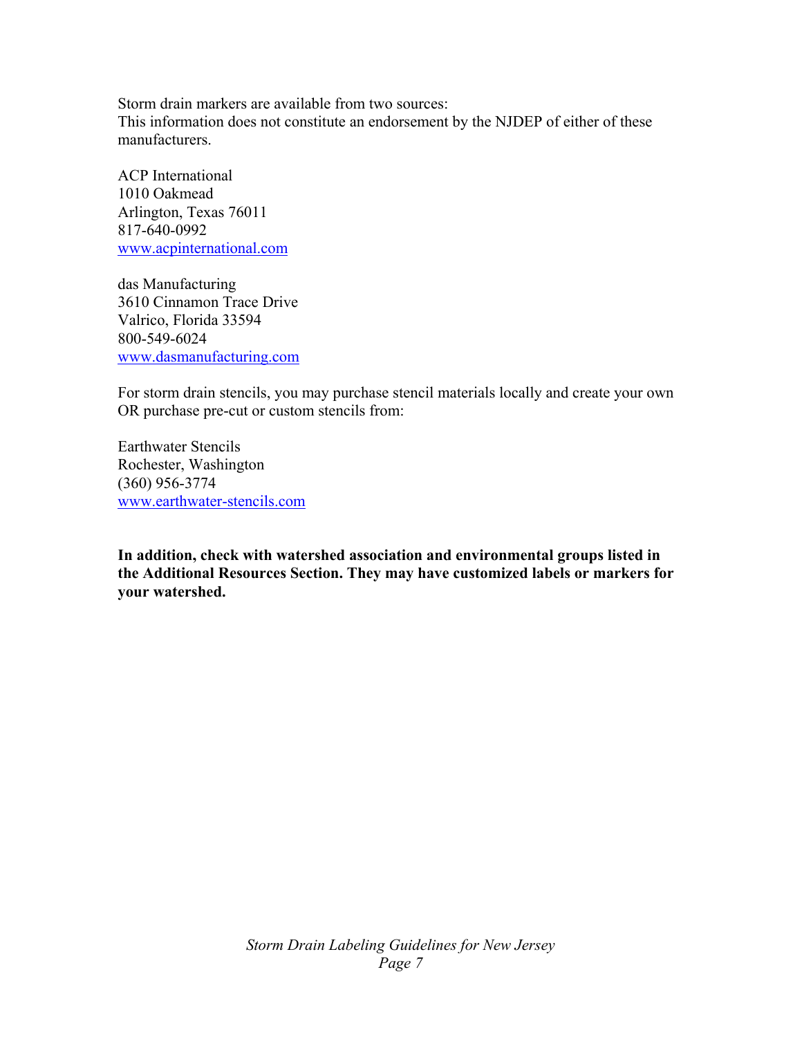Storm drain markers are available from two sources:
This information does not constitute an endorsement by the NJDEP of either of these manufacturers.

ACP International
1010 Oakmead
Arlington, Texas 76011
817-640-0992
www.acpinternational.com

das Manufacturing
3610 Cinnamon Trace Drive
Valrico, Florida 33594
800-549-6024
www.dasmanufacturing.com

For storm drain stencils, you may purchase stencil materials locally and create your own OR purchase pre-cut or custom stencils from:

Earthwater Stencils
Rochester, Washington
(360) 956-3774
www.earthwater-stencils.com

**In addition, check with watershed association and environmental groups listed in the Additional Resources Section. They may have customized labels or markers for your watershed.**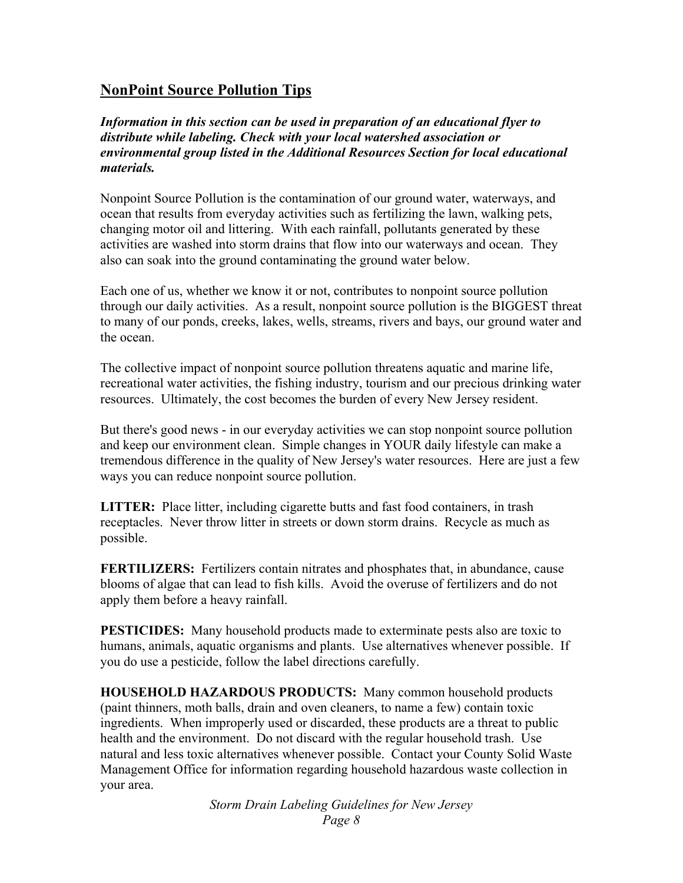## NonPoint Source Pollution Tips

***Information in this section can be used in preparation of an educational flyer to distribute while labeling. Check with your local watershed association or environmental group listed in the Additional Resources Section for local educational materials.***

Nonpoint Source Pollution is the contamination of our ground water, waterways, and ocean that results from everyday activities such as fertilizing the lawn, walking pets, changing motor oil and littering. With each rainfall, pollutants generated by these activities are washed into storm drains that flow into our waterways and ocean. They also can soak into the ground contaminating the ground water below.

Each one of us, whether we know it or not, contributes to nonpoint source pollution through our daily activities. As a result, nonpoint source pollution is the BIGGEST threat to many of our ponds, creeks, lakes, wells, streams, rivers and bays, our ground water and the ocean.

The collective impact of nonpoint source pollution threatens aquatic and marine life, recreational water activities, the fishing industry, tourism and our precious drinking water resources. Ultimately, the cost becomes the burden of every New Jersey resident.

But there's good news - in our everyday activities we can stop nonpoint source pollution and keep our environment clean. Simple changes in YOUR daily lifestyle can make a tremendous difference in the quality of New Jersey's water resources. Here are just a few ways you can reduce nonpoint source pollution.

**LITTER:** Place litter, including cigarette butts and fast food containers, in trash receptacles. Never throw litter in streets or down storm drains. Recycle as much as possible.

**FERTILIZERS:** Fertilizers contain nitrates and phosphates that, in abundance, cause blooms of algae that can lead to fish kills. Avoid the overuse of fertilizers and do not apply them before a heavy rainfall.

**PESTICIDES:** Many household products made to exterminate pests also are toxic to humans, animals, aquatic organisms and plants. Use alternatives whenever possible. If you do use a pesticide, follow the label directions carefully.

**HOUSEHOLD HAZARDOUS PRODUCTS:** Many common household products (paint thinners, moth balls, drain and oven cleaners, to name a few) contain toxic ingredients. When improperly used or discarded, these products are a threat to public health and the environment. Do not discard with the regular household trash. Use natural and less toxic alternatives whenever possible. Contact your County Solid Waste Management Office for information regarding household hazardous waste collection in your area.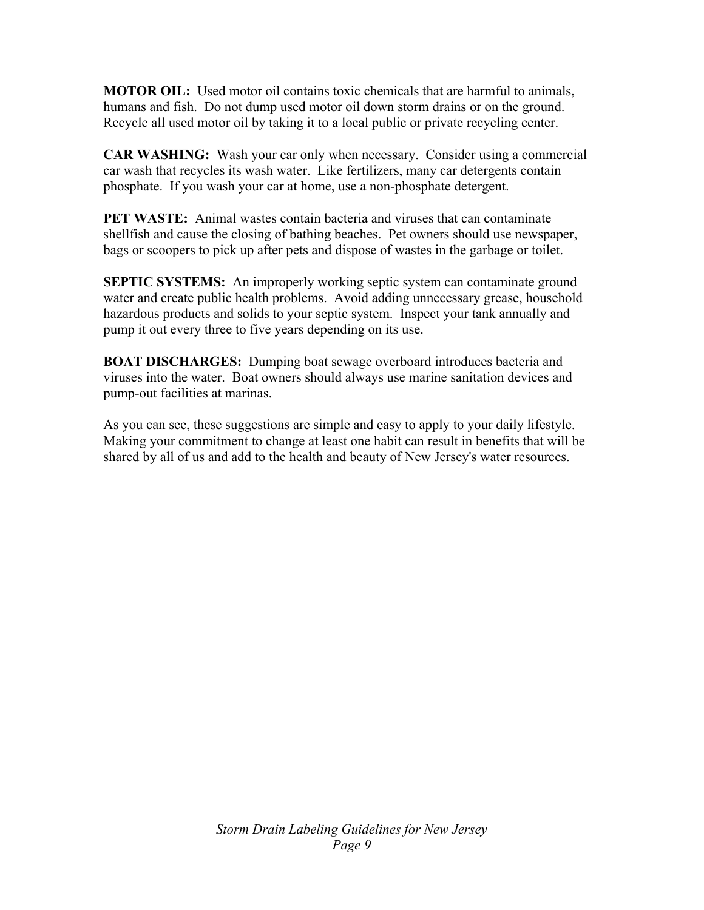**MOTOR OIL:** Used motor oil contains toxic chemicals that are harmful to animals, humans and fish. Do not dump used motor oil down storm drains or on the ground. Recycle all used motor oil by taking it to a local public or private recycling center.

**CAR WASHING:** Wash your car only when necessary. Consider using a commercial car wash that recycles its wash water. Like fertilizers, many car detergents contain phosphate. If you wash your car at home, use a non-phosphate detergent.

**PET WASTE:** Animal wastes contain bacteria and viruses that can contaminate shellfish and cause the closing of bathing beaches. Pet owners should use newspaper, bags or scoopers to pick up after pets and dispose of wastes in the garbage or toilet.

**SEPTIC SYSTEMS:** An improperly working septic system can contaminate ground water and create public health problems. Avoid adding unnecessary grease, household hazardous products and solids to your septic system. Inspect your tank annually and pump it out every three to five years depending on its use.

**BOAT DISCHARGES:** Dumping boat sewage overboard introduces bacteria and viruses into the water. Boat owners should always use marine sanitation devices and pump-out facilities at marinas.

As you can see, these suggestions are simple and easy to apply to your daily lifestyle. Making your commitment to change at least one habit can result in benefits that will be shared by all of us and add to the health and beauty of New Jersey's water resources.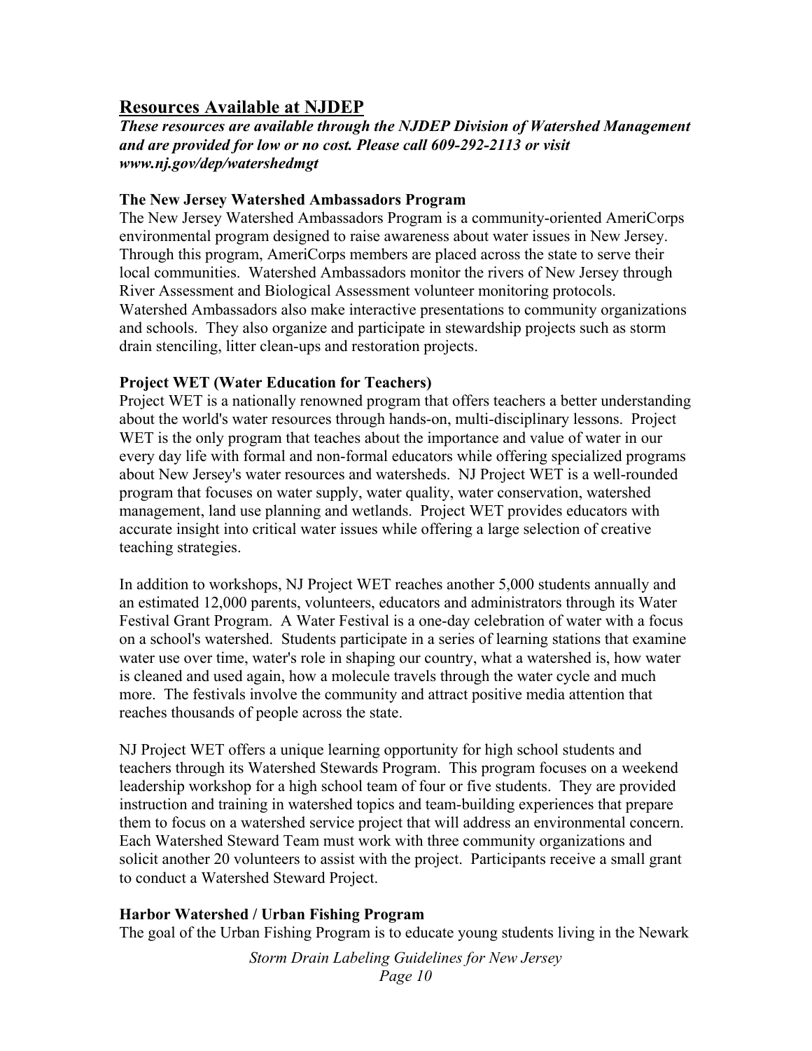## Resources Available at NJDEP

***These resources are available through the NJDEP Division of Watershed Management and are provided for low or no cost. Please call 609-292-2113 or visit www.nj.gov/dep/watershedmgt***

**The New Jersey Watershed Ambassadors Program**

The New Jersey Watershed Ambassadors Program is a community-oriented AmeriCorps environmental program designed to raise awareness about water issues in New Jersey. Through this program, AmeriCorps members are placed across the state to serve their local communities. Watershed Ambassadors monitor the rivers of New Jersey through River Assessment and Biological Assessment volunteer monitoring protocols. Watershed Ambassadors also make interactive presentations to community organizations and schools. They also organize and participate in stewardship projects such as storm drain stenciling, litter clean-ups and restoration projects.

**Project WET (Water Education for Teachers)**

Project WET is a nationally renowned program that offers teachers a better understanding about the world's water resources through hands-on, multi-disciplinary lessons. Project WET is the only program that teaches about the importance and value of water in our every day life with formal and non-formal educators while offering specialized programs about New Jersey's water resources and watersheds. NJ Project WET is a well-rounded program that focuses on water supply, water quality, water conservation, watershed management, land use planning and wetlands. Project WET provides educators with accurate insight into critical water issues while offering a large selection of creative teaching strategies.

In addition to workshops, NJ Project WET reaches another 5,000 students annually and an estimated 12,000 parents, volunteers, educators and administrators through its Water Festival Grant Program. A Water Festival is a one-day celebration of water with a focus on a school's watershed. Students participate in a series of learning stations that examine water use over time, water's role in shaping our country, what a watershed is, how water is cleaned and used again, how a molecule travels through the water cycle and much more. The festivals involve the community and attract positive media attention that reaches thousands of people across the state.

NJ Project WET offers a unique learning opportunity for high school students and teachers through its Watershed Stewards Program. This program focuses on a weekend leadership workshop for a high school team of four or five students. They are provided instruction and training in watershed topics and team-building experiences that prepare them to focus on a watershed service project that will address an environmental concern. Each Watershed Steward Team must work with three community organizations and solicit another 20 volunteers to assist with the project. Participants receive a small grant to conduct a Watershed Steward Project.

**Harbor Watershed / Urban Fishing Program**

The goal of the Urban Fishing Program is to educate young students living in the Newark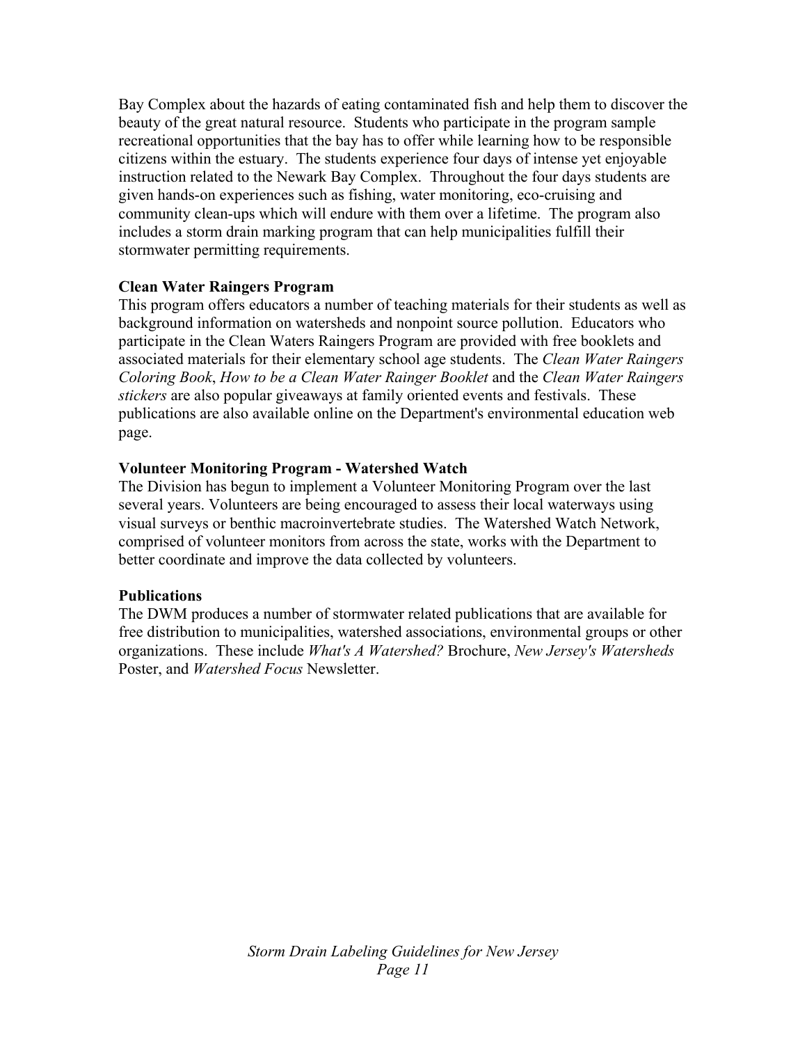Bay Complex about the hazards of eating contaminated fish and help them to discover the beauty of the great natural resource. Students who participate in the program sample recreational opportunities that the bay has to offer while learning how to be responsible citizens within the estuary. The students experience four days of intense yet enjoyable instruction related to the Newark Bay Complex. Throughout the four days students are given hands-on experiences such as fishing, water monitoring, eco-cruising and community clean-ups which will endure with them over a lifetime. The program also includes a storm drain marking program that can help municipalities fulfill their stormwater permitting requirements.

**Clean Water Raingers Program**

This program offers educators a number of teaching materials for their students as well as background information on watersheds and nonpoint source pollution. Educators who participate in the Clean Waters Raingers Program are provided with free booklets and associated materials for their elementary school age students. The *Clean Water Raingers Coloring Book*, *How to be a Clean Water Rainger Booklet* and the *Clean Water Raingers stickers* are also popular giveaways at family oriented events and festivals. These publications are also available online on the Department's environmental education web page.

**Volunteer Monitoring Program - Watershed Watch**

The Division has begun to implement a Volunteer Monitoring Program over the last several years. Volunteers are being encouraged to assess their local waterways using visual surveys or benthic macroinvertebrate studies. The Watershed Watch Network, comprised of volunteer monitors from across the state, works with the Department to better coordinate and improve the data collected by volunteers.

**Publications**

The DWM produces a number of stormwater related publications that are available for free distribution to municipalities, watershed associations, environmental groups or other organizations. These include *What's A Watershed?* Brochure, *New Jersey's Watersheds* Poster, and *Watershed Focus* Newsletter.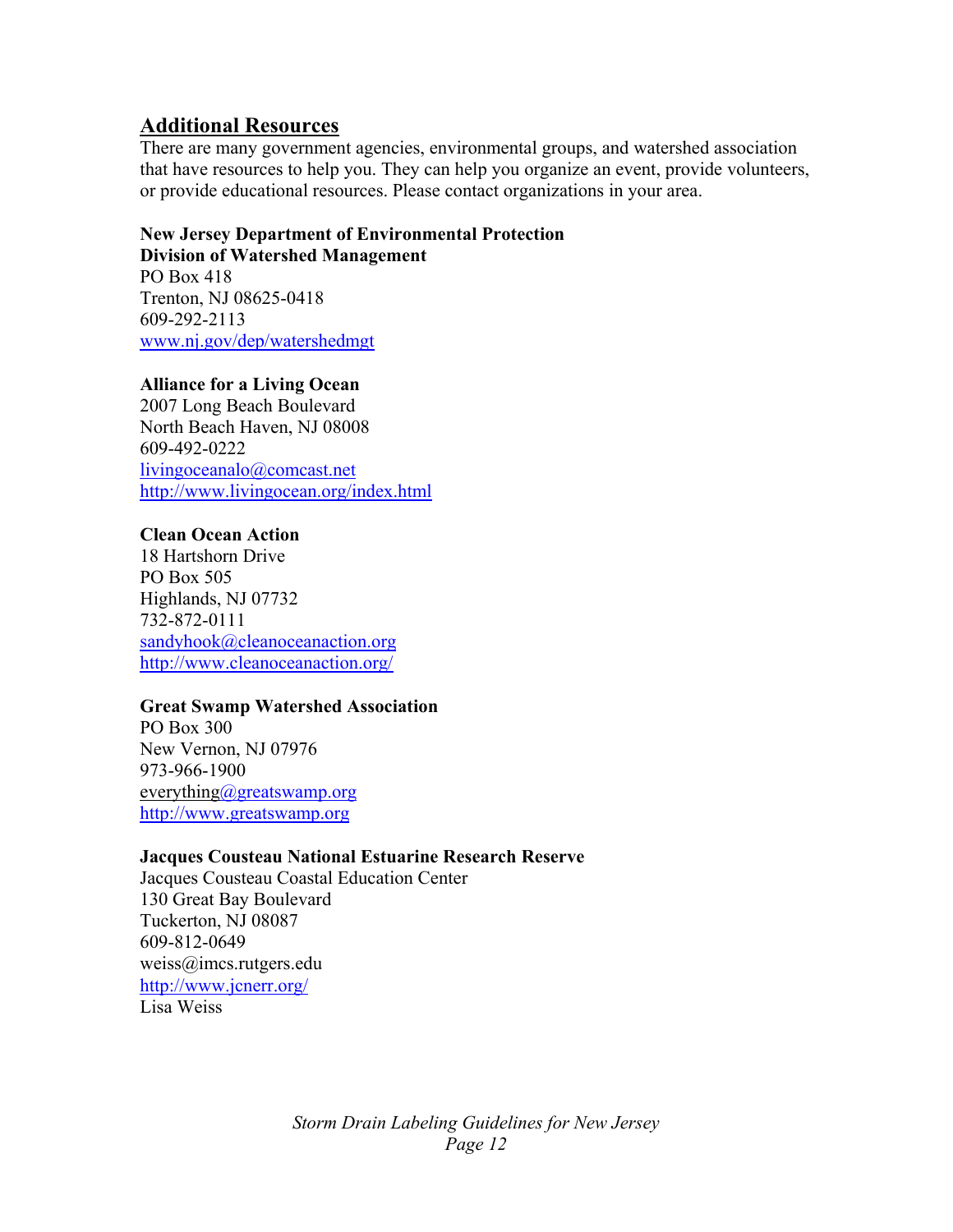## Additional Resources

There are many government agencies, environmental groups, and watershed association that have resources to help you. They can help you organize an event, provide volunteers, or provide educational resources. Please contact organizations in your area.

**New Jersey Department of Environmental Protection**
**Division of Watershed Management**
PO Box 418
Trenton, NJ 08625-0418
609-292-2113
www.nj.gov/dep/watershedmgt

**Alliance for a Living Ocean**
2007 Long Beach Boulevard
North Beach Haven, NJ 08008
609-492-0222
livingoceanalo@comcast.net
http://www.livingocean.org/index.html

**Clean Ocean Action**
18 Hartshorn Drive
PO Box 505
Highlands, NJ 07732
732-872-0111
sandyhook@cleanoceanaction.org
http://www.cleanoceanaction.org/

**Great Swamp Watershed Association**
PO Box 300
New Vernon, NJ 07976
973-966-1900
everything@greatswamp.org
http://www.greatswamp.org

**Jacques Cousteau National Estuarine Research Reserve**
Jacques Cousteau Coastal Education Center
130 Great Bay Boulevard
Tuckerton, NJ 08087
609-812-0649
weiss@imcs.rutgers.edu
http://www.jcnerr.org/
Lisa Weiss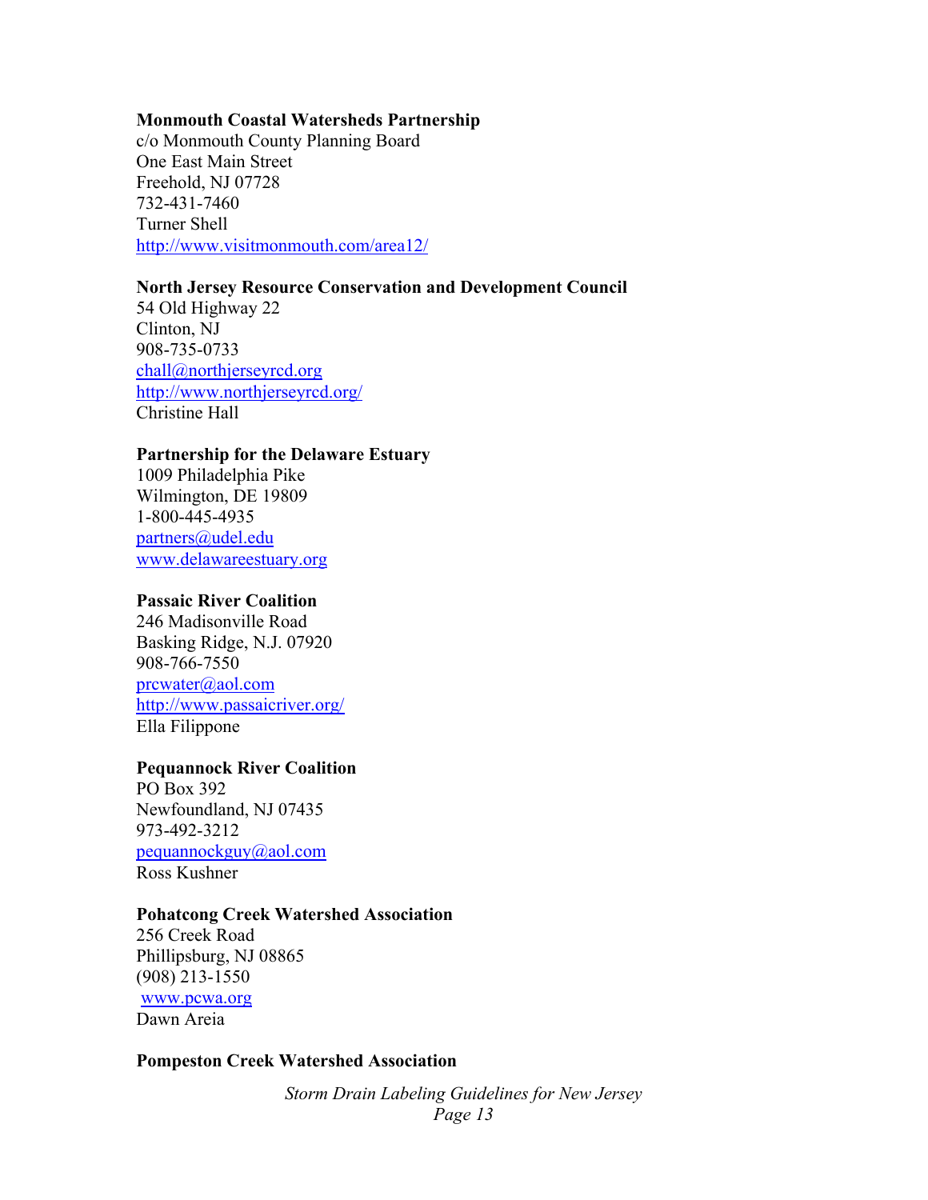**Monmouth Coastal Watersheds Partnership**
c/o Monmouth County Planning Board
One East Main Street
Freehold, NJ 07728
732-431-7460
Turner Shell
http://www.visitmonmouth.com/area12/

**North Jersey Resource Conservation and Development Council**
54 Old Highway 22
Clinton, NJ
908-735-0733
chall@northjerseyrcd.org
http://www.northjerseyrcd.org/
Christine Hall

**Partnership for the Delaware Estuary**
1009 Philadelphia Pike
Wilmington, DE 19809
1-800-445-4935
partners@udel.edu
www.delawareestuary.org

**Passaic River Coalition**
246 Madisonville Road
Basking Ridge, N.J. 07920
908-766-7550
prcwater@aol.com
http://www.passaicriver.org/
Ella Filippone

**Pequannock River Coalition**
PO Box 392
Newfoundland, NJ 07435
973-492-3212
pequannockguy@aol.com
Ross Kushner

**Pohatcong Creek Watershed Association**
256 Creek Road
Phillipsburg, NJ 08865
(908) 213-1550
www.pcwa.org
Dawn Areia

**Pompeston Creek Watershed Association**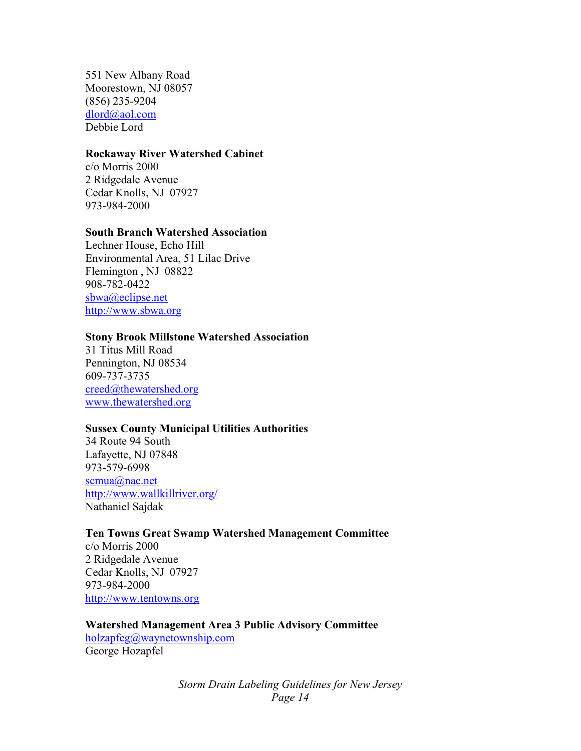551 New Albany Road
Moorestown, NJ 08057
(856) 235-9204
dlord@aol.com
Debbie Lord

**Rockaway River Watershed Cabinet**
c/o Morris 2000
2 Ridgedale Avenue
Cedar Knolls, NJ 07927
973-984-2000

**South Branch Watershed Association**
Lechner House, Echo Hill
Environmental Area, 51 Lilac Drive
Flemington , NJ 08822
908-782-0422
sbwa@eclipse.net
http://www.sbwa.org

**Stony Brook Millstone Watershed Association**
31 Titus Mill Road
Pennington, NJ 08534
609-737-3735
creed@thewatershed.org
www.thewatershed.org

**Sussex County Municipal Utilities Authorities**
34 Route 94 South
Lafayette, NJ 07848
973-579-6998
scmua@nac.net
http://www.wallkillriver.org/
Nathaniel Sajdak

**Ten Towns Great Swamp Watershed Management Committee**
c/o Morris 2000
2 Ridgedale Avenue
Cedar Knolls, NJ 07927
973-984-2000
http://www.tentowns.org

**Watershed Management Area 3 Public Advisory Committee**
holzapfeg@waynetownship.com
George Hozapfel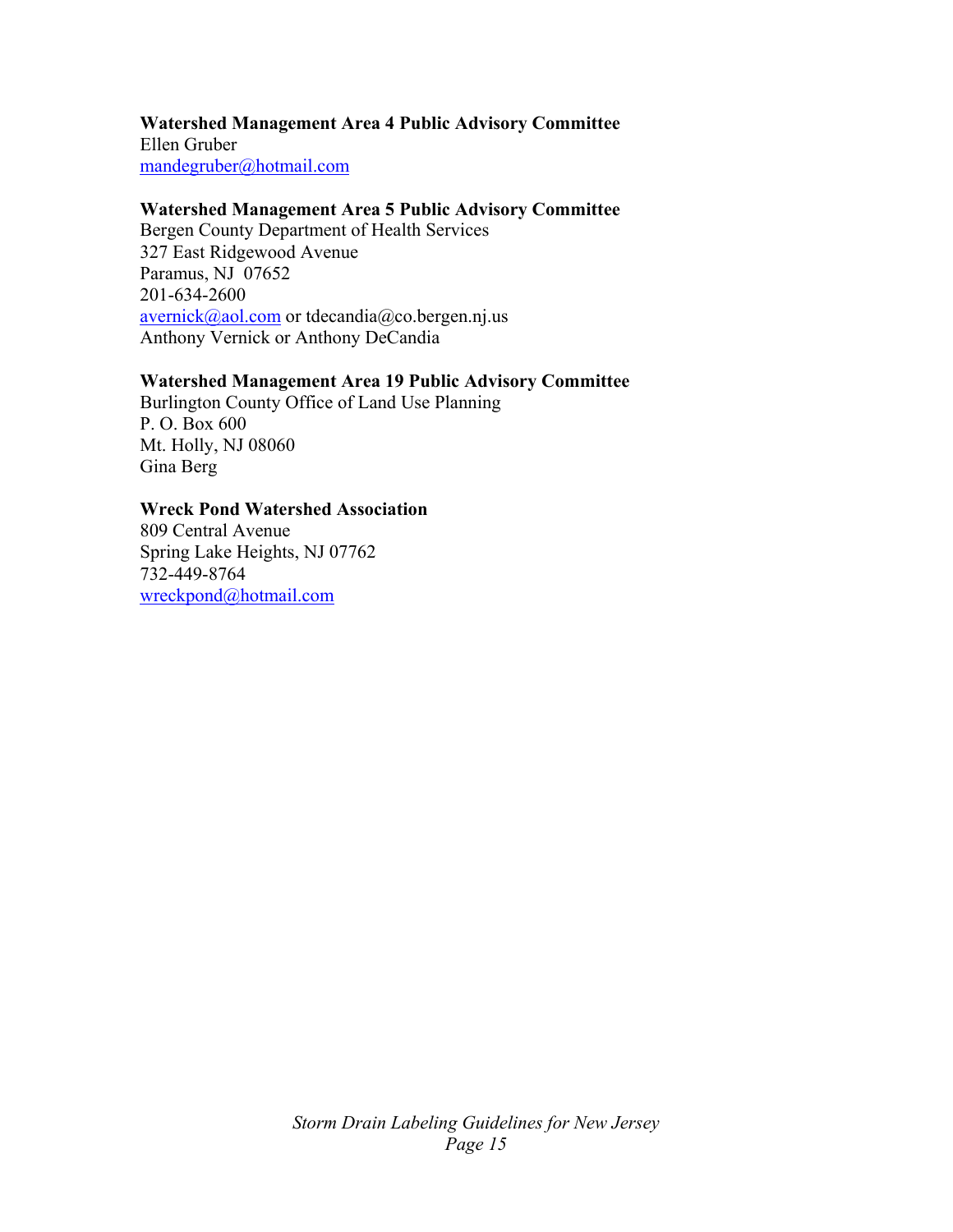**Watershed Management Area 4 Public Advisory Committee**
Ellen Gruber
mandegruber@hotmail.com

**Watershed Management Area 5 Public Advisory Committee**
Bergen County Department of Health Services
327 East Ridgewood Avenue
Paramus, NJ 07652
201-634-2600
avernick@aol.com or tdecandia@co.bergen.nj.us
Anthony Vernick or Anthony DeCandia

**Watershed Management Area 19 Public Advisory Committee**
Burlington County Office of Land Use Planning
P. O. Box 600
Mt. Holly, NJ 08060
Gina Berg

**Wreck Pond Watershed Association**
809 Central Avenue
Spring Lake Heights, NJ 07762
732-449-8764
wreckpond@hotmail.com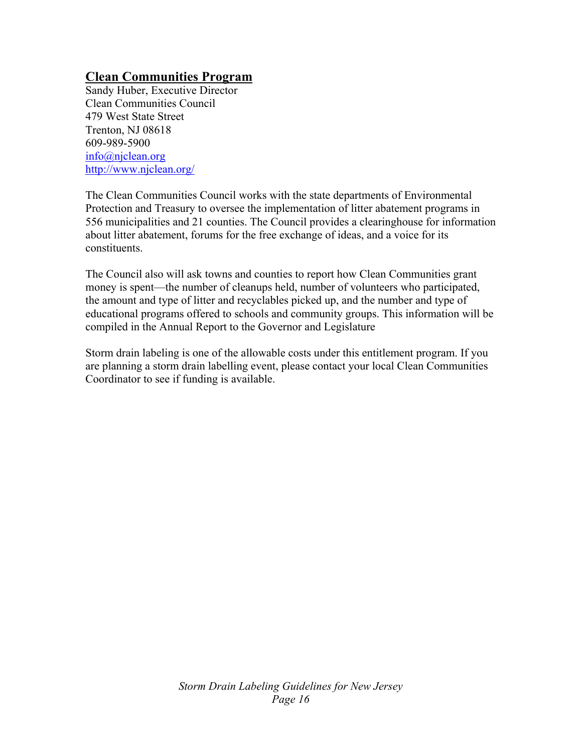## Clean Communities Program

Sandy Huber, Executive Director
Clean Communities Council
479 West State Street
Trenton, NJ 08618
609-989-5900
info@njclean.org
http://www.njclean.org/

The Clean Communities Council works with the state departments of Environmental Protection and Treasury to oversee the implementation of litter abatement programs in 556 municipalities and 21 counties. The Council provides a clearinghouse for information about litter abatement, forums for the free exchange of ideas, and a voice for its constituents.

The Council also will ask towns and counties to report how Clean Communities grant money is spent—the number of cleanups held, number of volunteers who participated, the amount and type of litter and recyclables picked up, and the number and type of educational programs offered to schools and community groups. This information will be compiled in the Annual Report to the Governor and Legislature

Storm drain labeling is one of the allowable costs under this entitlement program. If you are planning a storm drain labelling event, please contact your local Clean Communities Coordinator to see if funding is available.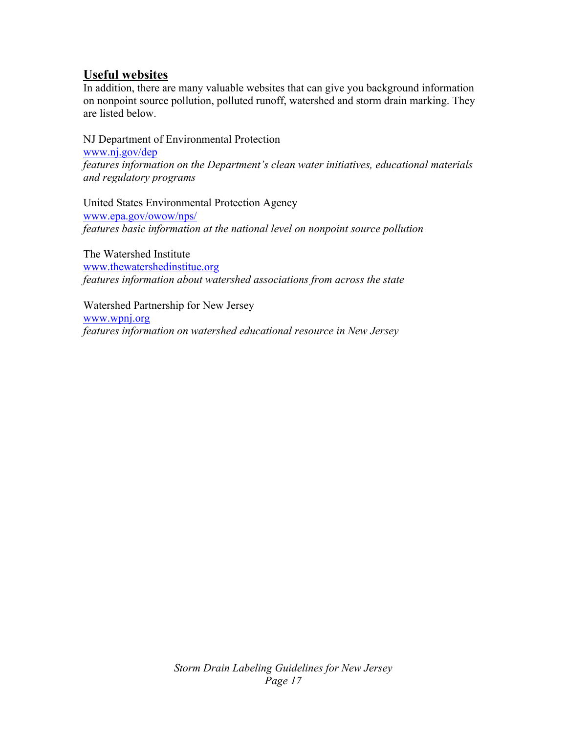## Useful websites

In addition, there are many valuable websites that can give you background information on nonpoint source pollution, polluted runoff, watershed and storm drain marking. They are listed below.

NJ Department of Environmental Protection
www.nj.gov/dep
*features information on the Department's clean water initiatives, educational materials and regulatory programs*

United States Environmental Protection Agency
www.epa.gov/owow/nps/
*features basic information at the national level on nonpoint source pollution*

The Watershed Institute
www.thewatershedinstitue.org
*features information about watershed associations from across the state*

Watershed Partnership for New Jersey
www.wpnj.org
*features information on watershed educational resource in New Jersey*